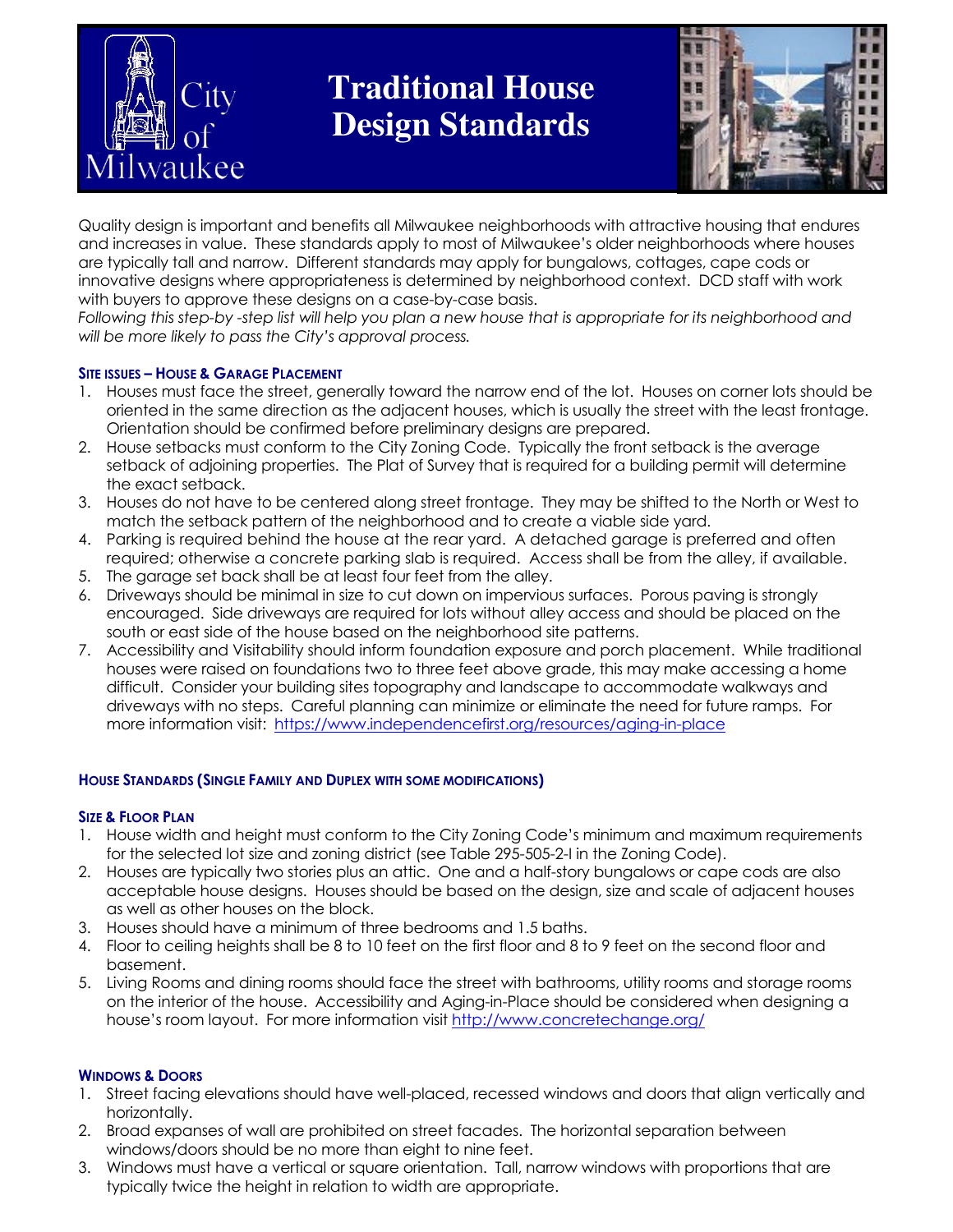# Traditional House Design Standards

City of Milwaukee

Quality design is important and benefits all Milwaukee neighborhoods with attractive housing that endures and increases in value. These standards apply to most of Milwaukee's older neighborhoods where houses are typically tall and narrow. Different standards may apply for bungalows, cottages, cape cods or innovative designs where appropriateness is determined by neighborhood context. DCD staff with work with buyers to approve these designs on a case-by-case basis.
*Following this step-by -step list will help you plan a new house that is appropriate for its neighborhood and will be more likely to pass the City's approval process.*

## Site Issues – House & Garage Placement

1. Houses must face the street, generally toward the narrow end of the lot. Houses on corner lots should be oriented in the same direction as the adjacent houses, which is usually the street with the least frontage. Orientation should be confirmed before preliminary designs are prepared.
2. House setbacks must conform to the City Zoning Code. Typically the front setback is the average setback of adjoining properties. The Plat of Survey that is required for a building permit will determine the exact setback.
3. Houses do not have to be centered along street frontage. They may be shifted to the North or West to match the setback pattern of the neighborhood and to create a viable side yard.
4. Parking is required behind the house at the rear yard. A detached garage is preferred and often required; otherwise a concrete parking slab is required. Access shall be from the alley, if available.
5. The garage set back shall be at least four feet from the alley.
6. Driveways should be minimal in size to cut down on impervious surfaces. Porous paving is strongly encouraged. Side driveways are required for lots without alley access and should be placed on the south or east side of the house based on the neighborhood site patterns.
7. Accessibility and Visitability should inform foundation exposure and porch placement. While traditional houses were raised on foundations two to three feet above grade, this may make accessing a home difficult. Consider your building sites topography and landscape to accommodate walkways and driveways with no steps. Careful planning can minimize or eliminate the need for future ramps. For more information visit: https://www.independencefirst.org/resources/aging-in-place

## House Standards (Single Family and Duplex with some modifications)

### Size & Floor Plan

1. House width and height must conform to the City Zoning Code's minimum and maximum requirements for the selected lot size and zoning district (see Table 295-505-2-I in the Zoning Code).
2. Houses are typically two stories plus an attic. One and a half-story bungalows or cape cods are also acceptable house designs. Houses should be based on the design, size and scale of adjacent houses as well as other houses on the block.
3. Houses should have a minimum of three bedrooms and 1.5 baths.
4. Floor to ceiling heights shall be 8 to 10 feet on the first floor and 8 to 9 feet on the second floor and basement.
5. Living Rooms and dining rooms should face the street with bathrooms, utility rooms and storage rooms on the interior of the house. Accessibility and Aging-in-Place should be considered when designing a house's room layout. For more information visit http://www.concretechange.org/

### Windows & Doors

1. Street facing elevations should have well-placed, recessed windows and doors that align vertically and horizontally.
2. Broad expanses of wall are prohibited on street facades. The horizontal separation between windows/doors should be no more than eight to nine feet.
3. Windows must have a vertical or square orientation. Tall, narrow windows with proportions that are typically twice the height in relation to width are appropriate.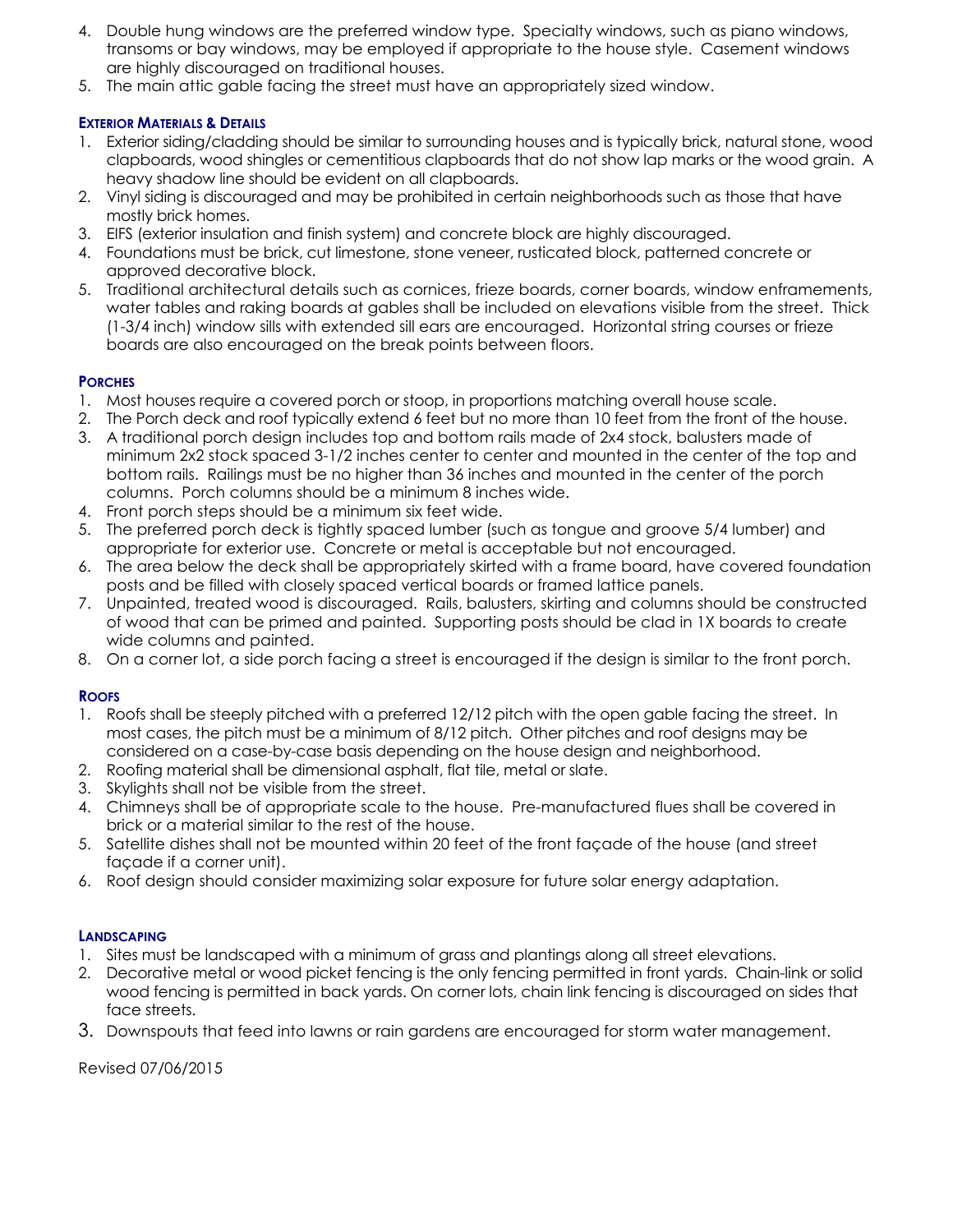4. Double hung windows are the preferred window type. Specialty windows, such as piano windows, transoms or bay windows, may be employed if appropriate to the house style. Casement windows are highly discouraged on traditional houses.
5. The main attic gable facing the street must have an appropriately sized window.

### Exterior Materials & Details

1. Exterior siding/cladding should be similar to surrounding houses and is typically brick, natural stone, wood clapboards, wood shingles or cementitious clapboards that do not show lap marks or the wood grain. A heavy shadow line should be evident on all clapboards.
2. Vinyl siding is discouraged and may be prohibited in certain neighborhoods such as those that have mostly brick homes.
3. EIFS (exterior insulation and finish system) and concrete block are highly discouraged.
4. Foundations must be brick, cut limestone, stone veneer, rusticated block, patterned concrete or approved decorative block.
5. Traditional architectural details such as cornices, frieze boards, corner boards, window enframements, water tables and raking boards at gables shall be included on elevations visible from the street. Thick (1-3/4 inch) window sills with extended sill ears are encouraged. Horizontal string courses or frieze boards are also encouraged on the break points between floors.

### Porches

1. Most houses require a covered porch or stoop, in proportions matching overall house scale.
2. The Porch deck and roof typically extend 6 feet but no more than 10 feet from the front of the house.
3. A traditional porch design includes top and bottom rails made of 2x4 stock, balusters made of minimum 2x2 stock spaced 3-1/2 inches center to center and mounted in the center of the top and bottom rails. Railings must be no higher than 36 inches and mounted in the center of the porch columns. Porch columns should be a minimum 8 inches wide.
4. Front porch steps should be a minimum six feet wide.
5. The preferred porch deck is tightly spaced lumber (such as tongue and groove 5/4 lumber) and appropriate for exterior use. Concrete or metal is acceptable but not encouraged.
6. The area below the deck shall be appropriately skirted with a frame board, have covered foundation posts and be filled with closely spaced vertical boards or framed lattice panels.
7. Unpainted, treated wood is discouraged. Rails, balusters, skirting and columns should be constructed of wood that can be primed and painted. Supporting posts should be clad in 1X boards to create wide columns and painted.
8. On a corner lot, a side porch facing a street is encouraged if the design is similar to the front porch.

### Roofs

1. Roofs shall be steeply pitched with a preferred 12/12 pitch with the open gable facing the street. In most cases, the pitch must be a minimum of 8/12 pitch. Other pitches and roof designs may be considered on a case-by-case basis depending on the house design and neighborhood.
2. Roofing material shall be dimensional asphalt, flat tile, metal or slate.
3. Skylights shall not be visible from the street.
4. Chimneys shall be of appropriate scale to the house. Pre-manufactured flues shall be covered in brick or a material similar to the rest of the house.
5. Satellite dishes shall not be mounted within 20 feet of the front façade of the house (and street façade if a corner unit).
6. Roof design should consider maximizing solar exposure for future solar energy adaptation.

### Landscaping

1. Sites must be landscaped with a minimum of grass and plantings along all street elevations.
2. Decorative metal or wood picket fencing is the only fencing permitted in front yards. Chain-link or solid wood fencing is permitted in back yards. On corner lots, chain link fencing is discouraged on sides that face streets.
3. Downspouts that feed into lawns or rain gardens are encouraged for storm water management.

Revised 07/06/2015